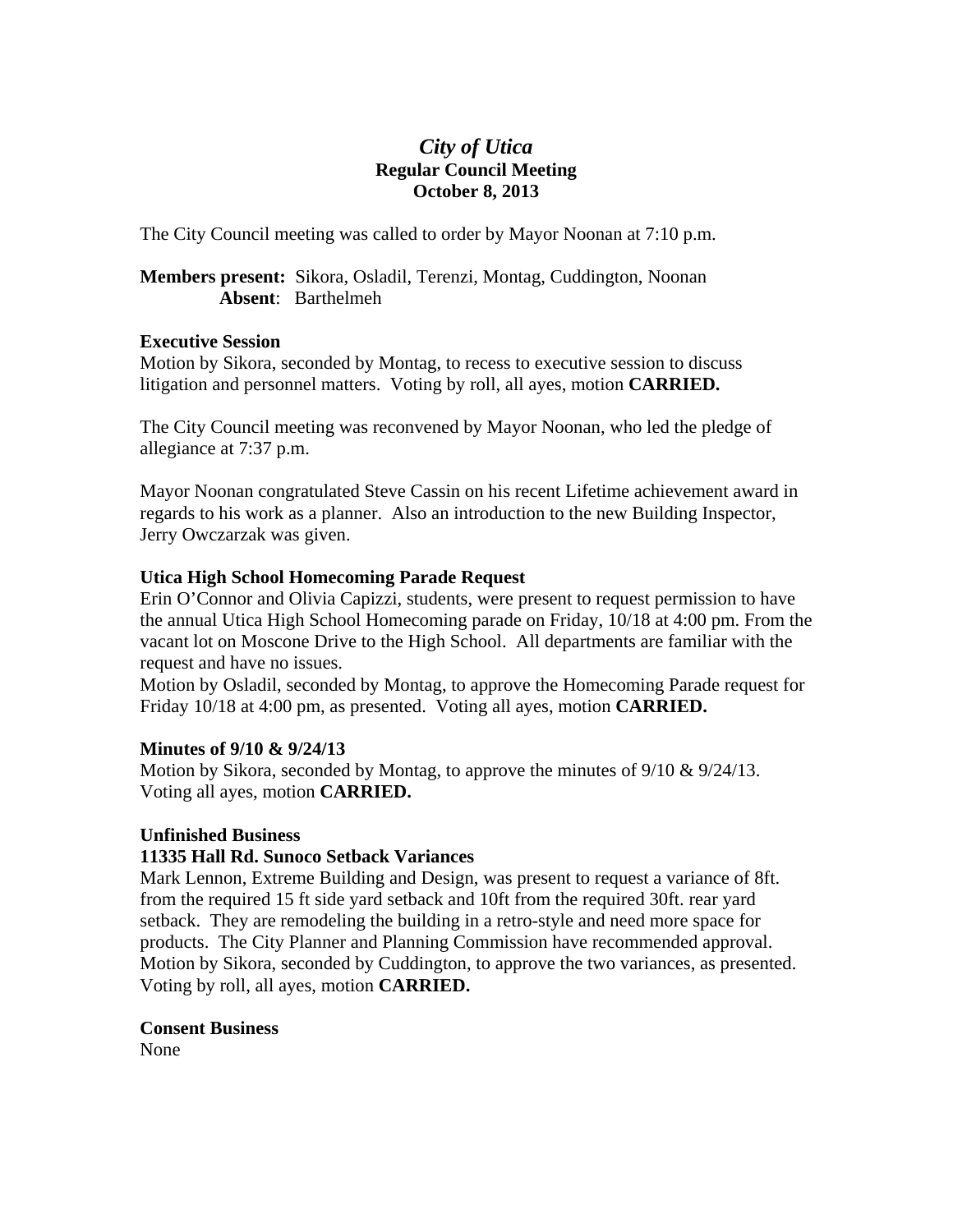# *City of Utica*

## Regular Council Meeting

## October 8, 2013

The City Council meeting was called to order by Mayor Noonan at 7:10 p.m.

**Members present:** Sikora, Osladil, Terenzi, Montag, Cuddington, Noonan
**Absent**: Barthelmeh

**Executive Session**
Motion by Sikora, seconded by Montag, to recess to executive session to discuss litigation and personnel matters. Voting by roll, all ayes, motion **CARRIED.**

The City Council meeting was reconvened by Mayor Noonan, who led the pledge of allegiance at 7:37 p.m.

Mayor Noonan congratulated Steve Cassin on his recent Lifetime achievement award in regards to his work as a planner. Also an introduction to the new Building Inspector, Jerry Owczarzak was given.

**Utica High School Homecoming Parade Request**
Erin O'Connor and Olivia Capizzi, students, were present to request permission to have the annual Utica High School Homecoming parade on Friday, 10/18 at 4:00 pm. From the vacant lot on Moscone Drive to the High School. All departments are familiar with the request and have no issues.
Motion by Osladil, seconded by Montag, to approve the Homecoming Parade request for Friday 10/18 at 4:00 pm, as presented. Voting all ayes, motion **CARRIED.**

**Minutes of 9/10 & 9/24/13**
Motion by Sikora, seconded by Montag, to approve the minutes of 9/10 & 9/24/13. Voting all ayes, motion **CARRIED.**

**Unfinished Business**
**11335 Hall Rd. Sunoco Setback Variances**
Mark Lennon, Extreme Building and Design, was present to request a variance of 8ft. from the required 15 ft side yard setback and 10ft from the required 30ft. rear yard setback. They are remodeling the building in a retro-style and need more space for products. The City Planner and Planning Commission have recommended approval.
Motion by Sikora, seconded by Cuddington, to approve the two variances, as presented. Voting by roll, all ayes, motion **CARRIED.**

**Consent Business**
None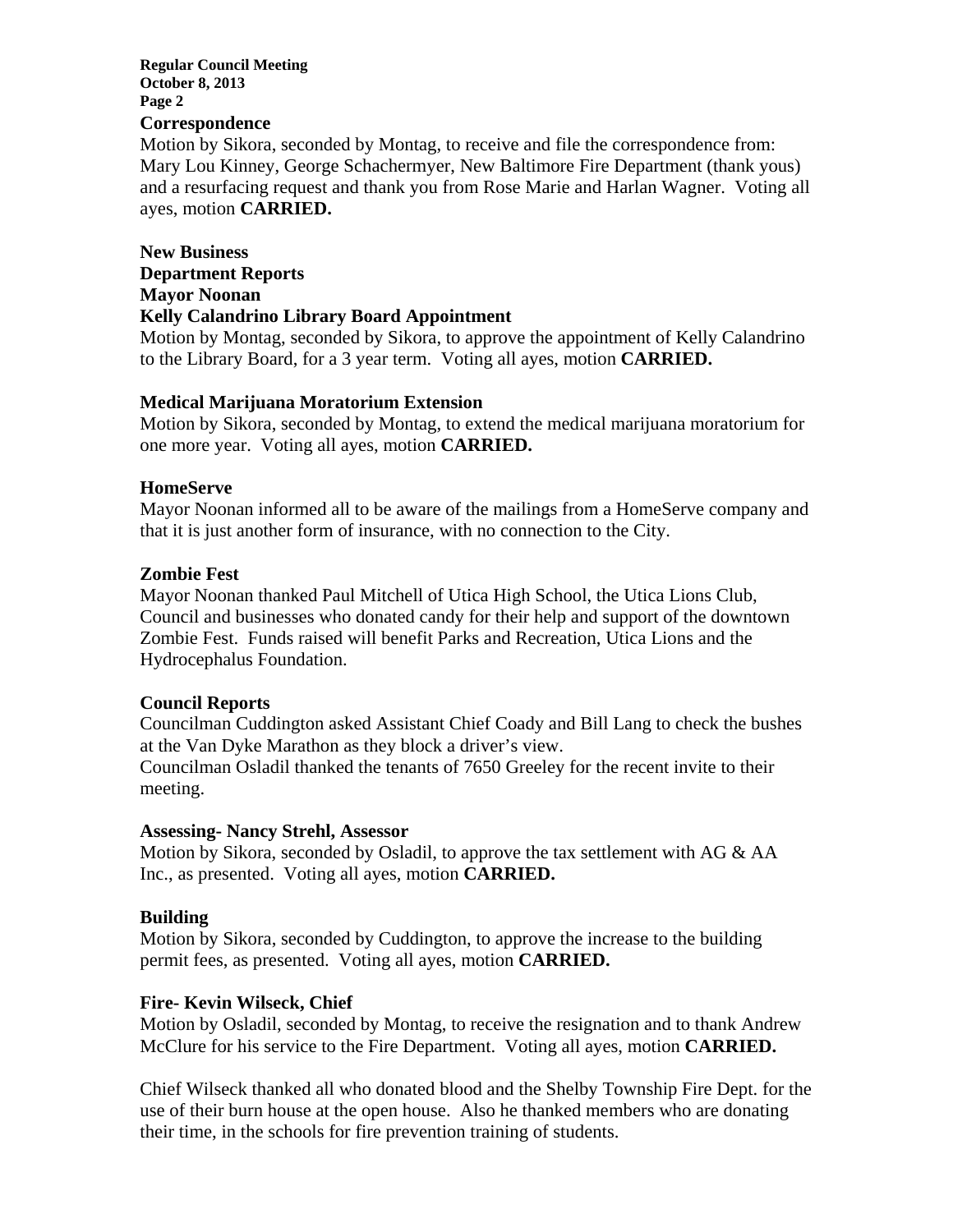**Correspondence**

Motion by Sikora, seconded by Montag, to receive and file the correspondence from: Mary Lou Kinney, George Schachermyer, New Baltimore Fire Department (thank yous) and a resurfacing request and thank you from Rose Marie and Harlan Wagner. Voting all ayes, motion **CARRIED.**

**New Business**

**Department Reports**

**Mayor Noonan**

**Kelly Calandrino Library Board Appointment**

Motion by Montag, seconded by Sikora, to approve the appointment of Kelly Calandrino to the Library Board, for a 3 year term. Voting all ayes, motion **CARRIED.**

**Medical Marijuana Moratorium Extension**

Motion by Sikora, seconded by Montag, to extend the medical marijuana moratorium for one more year. Voting all ayes, motion **CARRIED.**

**HomeServe**

Mayor Noonan informed all to be aware of the mailings from a HomeServe company and that it is just another form of insurance, with no connection to the City.

**Zombie Fest**

Mayor Noonan thanked Paul Mitchell of Utica High School, the Utica Lions Club, Council and businesses who donated candy for their help and support of the downtown Zombie Fest. Funds raised will benefit Parks and Recreation, Utica Lions and the Hydrocephalus Foundation.

**Council Reports**

Councilman Cuddington asked Assistant Chief Coady and Bill Lang to check the bushes at the Van Dyke Marathon as they block a driver's view.
Councilman Osladil thanked the tenants of 7650 Greeley for the recent invite to their meeting.

**Assessing- Nancy Strehl, Assessor**

Motion by Sikora, seconded by Osladil, to approve the tax settlement with AG & AA Inc., as presented. Voting all ayes, motion **CARRIED.**

**Building**

Motion by Sikora, seconded by Cuddington, to approve the increase to the building permit fees, as presented. Voting all ayes, motion **CARRIED.**

**Fire- Kevin Wilseck, Chief**

Motion by Osladil, seconded by Montag, to receive the resignation and to thank Andrew McClure for his service to the Fire Department. Voting all ayes, motion **CARRIED.**

Chief Wilseck thanked all who donated blood and the Shelby Township Fire Dept. for the use of their burn house at the open house. Also he thanked members who are donating their time, in the schools for fire prevention training of students.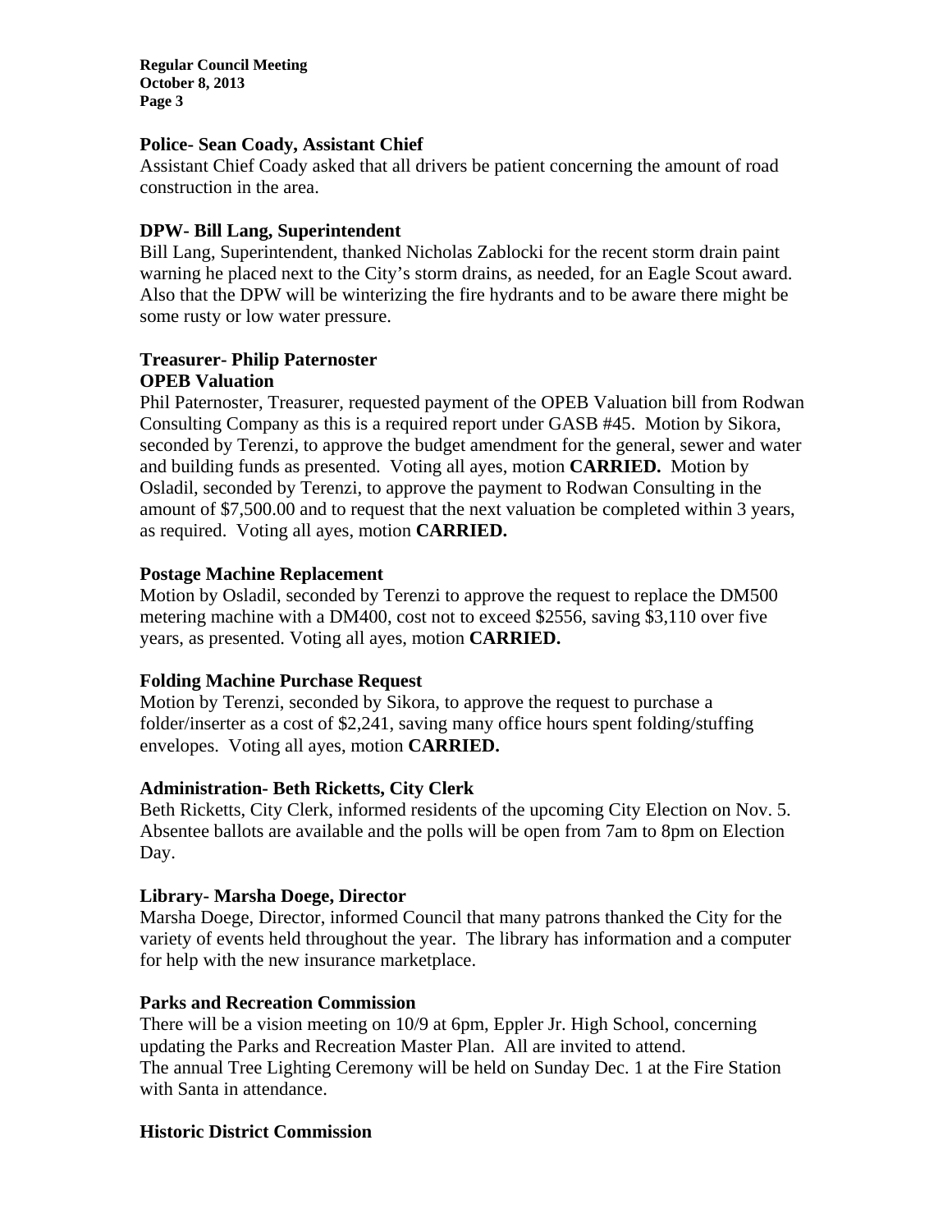**Police- Sean Coady, Assistant Chief**

Assistant Chief Coady asked that all drivers be patient concerning the amount of road construction in the area.

**DPW- Bill Lang, Superintendent**

Bill Lang, Superintendent, thanked Nicholas Zablocki for the recent storm drain paint warning he placed next to the City's storm drains, as needed, for an Eagle Scout award. Also that the DPW will be winterizing the fire hydrants and to be aware there might be some rusty or low water pressure.

**Treasurer- Philip Paternoster**

**OPEB Valuation**

Phil Paternoster, Treasurer, requested payment of the OPEB Valuation bill from Rodwan Consulting Company as this is a required report under GASB #45. Motion by Sikora, seconded by Terenzi, to approve the budget amendment for the general, sewer and water and building funds as presented. Voting all ayes, motion **CARRIED.** Motion by Osladil, seconded by Terenzi, to approve the payment to Rodwan Consulting in the amount of $7,500.00 and to request that the next valuation be completed within 3 years, as required. Voting all ayes, motion **CARRIED.**

**Postage Machine Replacement**

Motion by Osladil, seconded by Terenzi to approve the request to replace the DM500 metering machine with a DM400, cost not to exceed $2556, saving $3,110 over five years, as presented. Voting all ayes, motion **CARRIED.**

**Folding Machine Purchase Request**

Motion by Terenzi, seconded by Sikora, to approve the request to purchase a folder/inserter as a cost of $2,241, saving many office hours spent folding/stuffing envelopes. Voting all ayes, motion **CARRIED.**

**Administration- Beth Ricketts, City Clerk**

Beth Ricketts, City Clerk, informed residents of the upcoming City Election on Nov. 5. Absentee ballots are available and the polls will be open from 7am to 8pm on Election Day.

**Library- Marsha Doege, Director**

Marsha Doege, Director, informed Council that many patrons thanked the City for the variety of events held throughout the year. The library has information and a computer for help with the new insurance marketplace.

**Parks and Recreation Commission**

There will be a vision meeting on 10/9 at 6pm, Eppler Jr. High School, concerning updating the Parks and Recreation Master Plan. All are invited to attend.
The annual Tree Lighting Ceremony will be held on Sunday Dec. 1 at the Fire Station with Santa in attendance.

**Historic District Commission**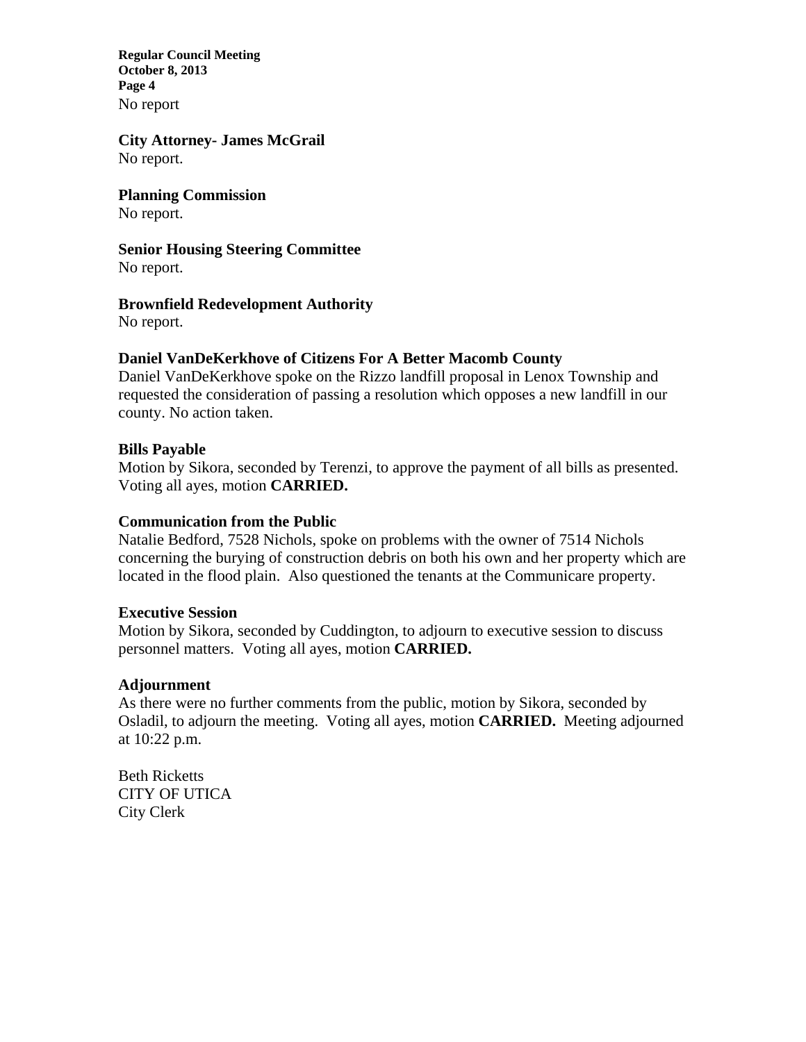No report

**City Attorney- James McGrail**
No report.

**Planning Commission**
No report.

**Senior Housing Steering Committee**
No report.

**Brownfield Redevelopment Authority**
No report.

**Daniel VanDeKerkhove of Citizens For A Better Macomb County**
Daniel VanDeKerkhove spoke on the Rizzo landfill proposal in Lenox Township and requested the consideration of passing a resolution which opposes a new landfill in our county. No action taken.

**Bills Payable**
Motion by Sikora, seconded by Terenzi, to approve the payment of all bills as presented. Voting all ayes, motion **CARRIED.**

**Communication from the Public**
Natalie Bedford, 7528 Nichols, spoke on problems with the owner of 7514 Nichols concerning the burying of construction debris on both his own and her property which are located in the flood plain. Also questioned the tenants at the Communicare property.

**Executive Session**
Motion by Sikora, seconded by Cuddington, to adjourn to executive session to discuss personnel matters. Voting all ayes, motion **CARRIED.**

**Adjournment**
As there were no further comments from the public, motion by Sikora, seconded by Osladil, to adjourn the meeting. Voting all ayes, motion **CARRIED.** Meeting adjourned at 10:22 p.m.

Beth Ricketts
CITY OF UTICA
City Clerk